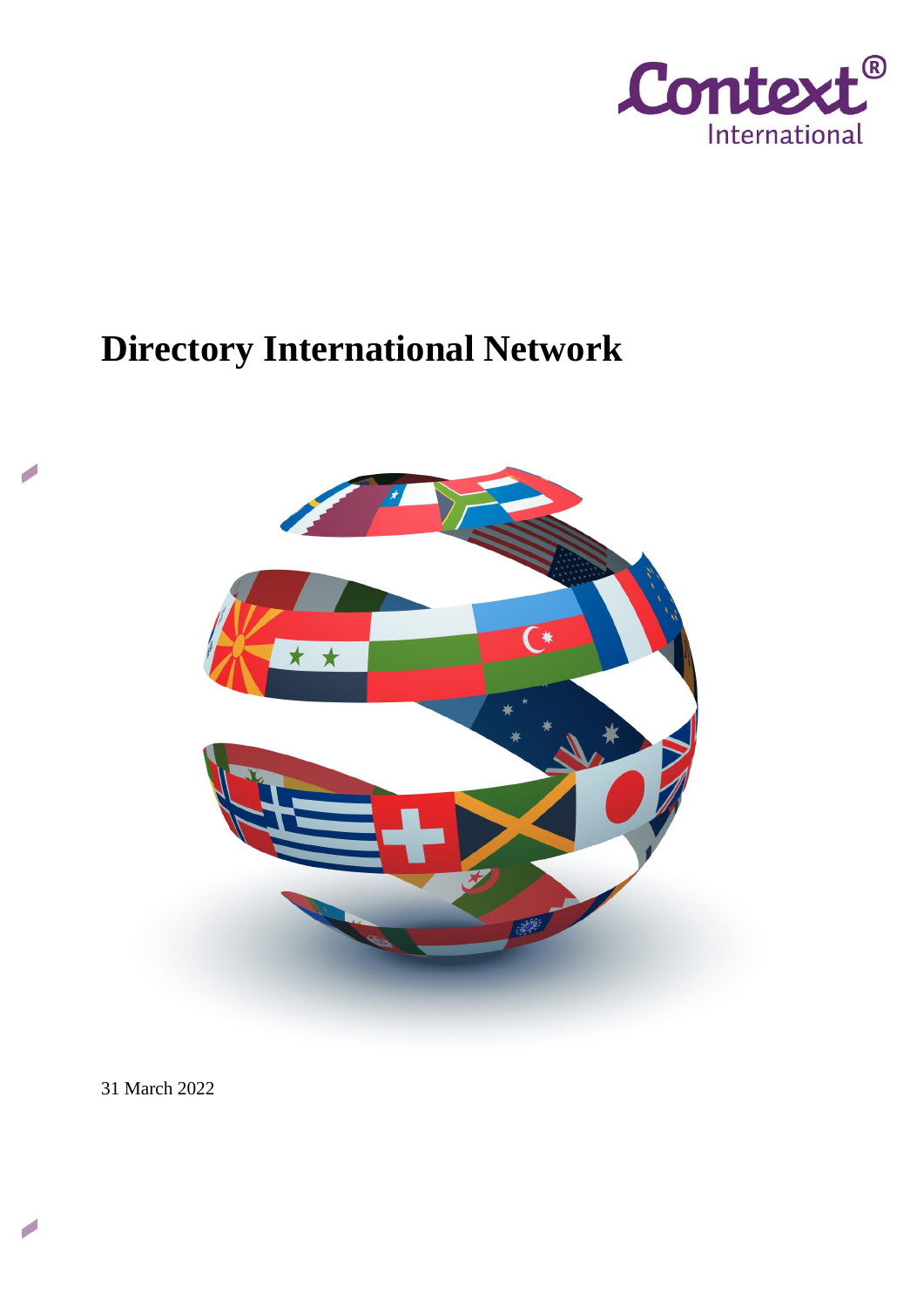Context® International

# Directory International Network

31 March 2022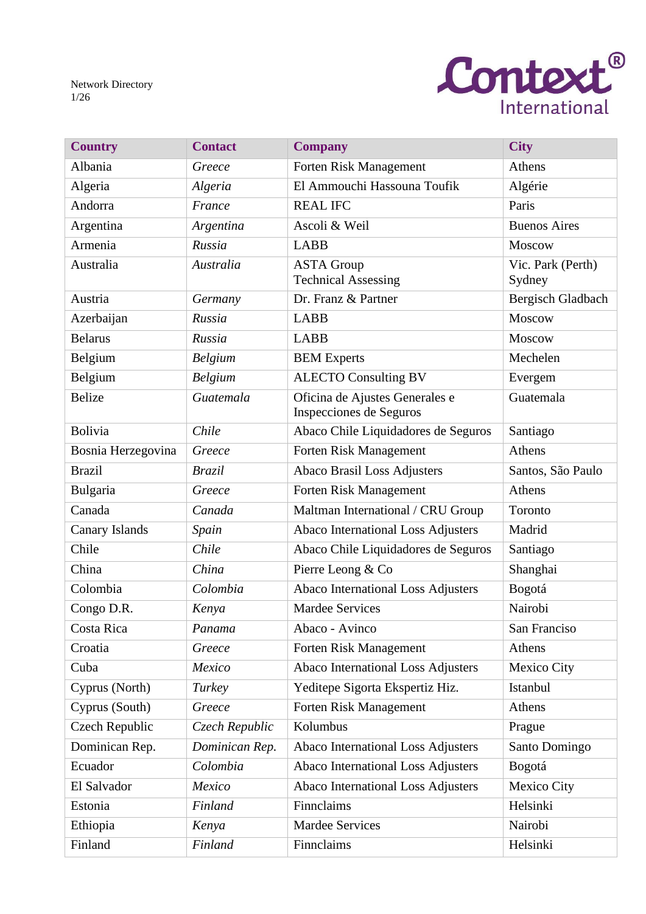| **Country** | **Contact** | **Company** | **City** |
|---|---|---|---|
| Albania | *Greece* | Forten Risk Management | Athens |
| Algeria | *Algeria* | El Ammouchi Hassouna Toufik | Algérie |
| Andorra | *France* | REAL IFC | Paris |
| Argentina | *Argentina* | Ascoli & Weil | Buenos Aires |
| Armenia | *Russia* | LABB | Moscow |
| Australia | *Australia* | ASTA Group<br>Technical Assessing | Vic. Park (Perth)<br>Sydney |
| Austria | *Germany* | Dr. Franz & Partner | Bergisch Gladbach |
| Azerbaijan | *Russia* | LABB | Moscow |
| Belarus | *Russia* | LABB | Moscow |
| Belgium | *Belgium* | BEM Experts | Mechelen |
| Belgium | *Belgium* | ALECTO Consulting BV | Evergem |
| Belize | *Guatemala* | Oficina de Ajustes Generales e Inspecciones de Seguros | Guatemala |
| Bolivia | *Chile* | Abaco Chile Liquidadores de Seguros | Santiago |
| Bosnia Herzegovina | *Greece* | Forten Risk Management | Athens |
| Brazil | *Brazil* | Abaco Brasil Loss Adjusters | Santos, São Paulo |
| Bulgaria | *Greece* | Forten Risk Management | Athens |
| Canada | *Canada* | Maltman International / CRU Group | Toronto |
| Canary Islands | *Spain* | Abaco International Loss Adjusters | Madrid |
| Chile | *Chile* | Abaco Chile Liquidadores de Seguros | Santiago |
| China | *China* | Pierre Leong & Co | Shanghai |
| Colombia | *Colombia* | Abaco International Loss Adjusters | Bogotá |
| Congo D.R. | *Kenya* | Mardee Services | Nairobi |
| Costa Rica | *Panama* | Abaco - Avinco | San Franciso |
| Croatia | *Greece* | Forten Risk Management | Athens |
| Cuba | *Mexico* | Abaco International Loss Adjusters | Mexico City |
| Cyprus (North) | *Turkey* | Yeditepe Sigorta Ekspertiz Hiz. | Istanbul |
| Cyprus (South) | *Greece* | Forten Risk Management | Athens |
| Czech Republic | *Czech Republic* | Kolumbus | Prague |
| Dominican Rep. | *Dominican Rep.* | Abaco International Loss Adjusters | Santo Domingo |
| Ecuador | *Colombia* | Abaco International Loss Adjusters | Bogotá |
| El Salvador | *Mexico* | Abaco International Loss Adjusters | Mexico City |
| Estonia | *Finland* | Finnclaims | Helsinki |
| Ethiopia | *Kenya* | Mardee Services | Nairobi |
| Finland | *Finland* | Finnclaims | Helsinki |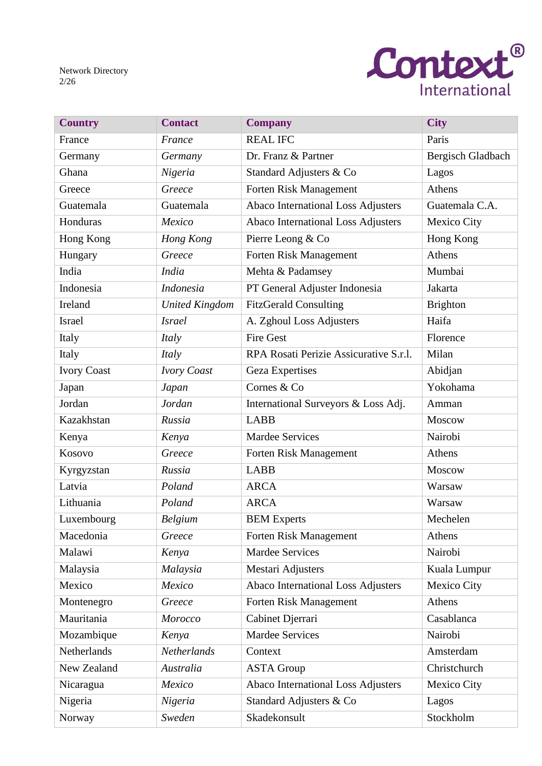| **Country** | **Contact** | **Company** | **City** |
|---|---|---|---|
| France | *France* | REAL IFC | Paris |
| Germany | *Germany* | Dr. Franz & Partner | Bergisch Gladbach |
| Ghana | *Nigeria* | Standard Adjusters & Co | Lagos |
| Greece | *Greece* | Forten Risk Management | Athens |
| Guatemala | Guatemala | Abaco International Loss Adjusters | Guatemala C.A. |
| Honduras | *Mexico* | Abaco International Loss Adjusters | Mexico City |
| Hong Kong | *Hong Kong* | Pierre Leong & Co | Hong Kong |
| Hungary | *Greece* | Forten Risk Management | Athens |
| India | *India* | Mehta & Padamsey | Mumbai |
| Indonesia | *Indonesia* | PT General Adjuster Indonesia | Jakarta |
| Ireland | *United Kingdom* | FitzGerald Consulting | Brighton |
| Israel | *Israel* | A. Zghoul Loss Adjusters | Haifa |
| Italy | *Italy* | Fire Gest | Florence |
| Italy | *Italy* | RPA Rosati Perizie Assicurative S.r.l. | Milan |
| Ivory Coast | *Ivory Coast* | Geza Expertises | Abidjan |
| Japan | *Japan* | Cornes & Co | Yokohama |
| Jordan | *Jordan* | International Surveyors & Loss Adj. | Amman |
| Kazakhstan | *Russia* | LABB | Moscow |
| Kenya | *Kenya* | Mardee Services | Nairobi |
| Kosovo | *Greece* | Forten Risk Management | Athens |
| Kyrgyzstan | *Russia* | LABB | Moscow |
| Latvia | *Poland* | ARCA | Warsaw |
| Lithuania | *Poland* | ARCA | Warsaw |
| Luxembourg | *Belgium* | BEM Experts | Mechelen |
| Macedonia | *Greece* | Forten Risk Management | Athens |
| Malawi | *Kenya* | Mardee Services | Nairobi |
| Malaysia | *Malaysia* | Mestari Adjusters | Kuala Lumpur |
| Mexico | *Mexico* | Abaco International Loss Adjusters | Mexico City |
| Montenegro | *Greece* | Forten Risk Management | Athens |
| Mauritania | *Morocco* | Cabinet Djerrari | Casablanca |
| Mozambique | *Kenya* | Mardee Services | Nairobi |
| Netherlands | *Netherlands* | Context | Amsterdam |
| New Zealand | *Australia* | ASTA Group | Christchurch |
| Nicaragua | *Mexico* | Abaco International Loss Adjusters | Mexico City |
| Nigeria | *Nigeria* | Standard Adjusters & Co | Lagos |
| Norway | *Sweden* | Skadekonsult | Stockholm |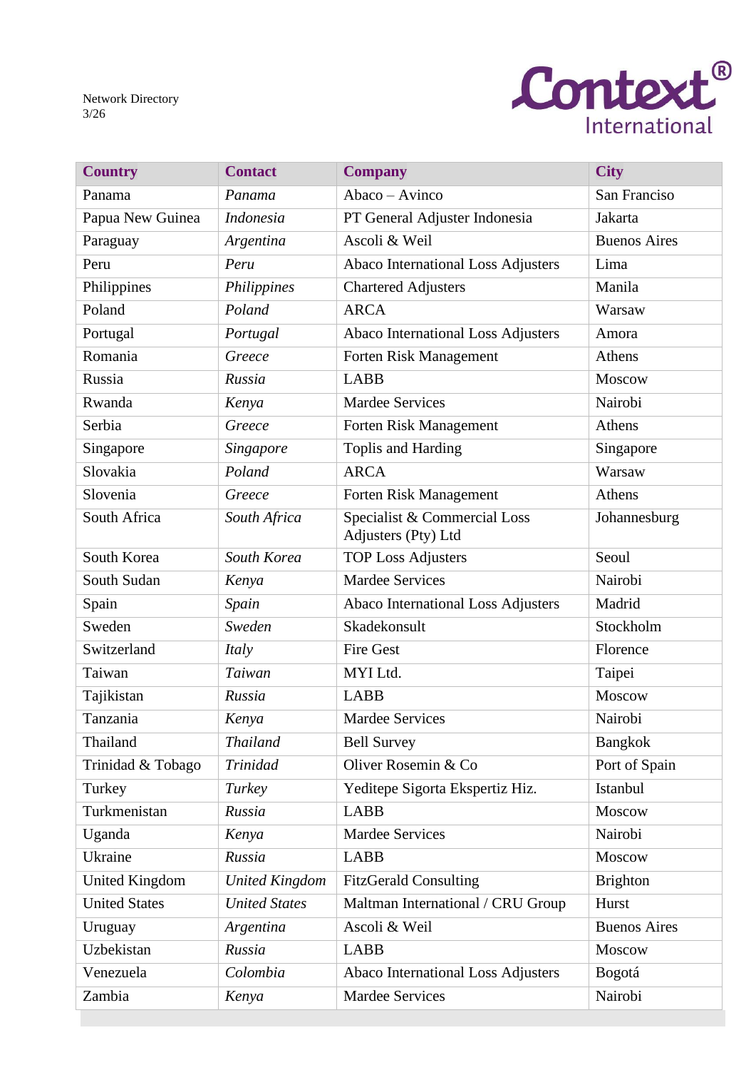| Country | Contact | Company | City |
|---|---|---|---|
| Panama | *Panama* | Abaco – Avinco | San Franciso |
| Papua New Guinea | *Indonesia* | PT General Adjuster Indonesia | Jakarta |
| Paraguay | *Argentina* | Ascoli & Weil | Buenos Aires |
| Peru | *Peru* | Abaco International Loss Adjusters | Lima |
| Philippines | *Philippines* | Chartered Adjusters | Manila |
| Poland | *Poland* | ARCA | Warsaw |
| Portugal | *Portugal* | Abaco International Loss Adjusters | Amora |
| Romania | *Greece* | Forten Risk Management | Athens |
| Russia | *Russia* | LABB | Moscow |
| Rwanda | *Kenya* | Mardee Services | Nairobi |
| Serbia | *Greece* | Forten Risk Management | Athens |
| Singapore | *Singapore* | Toplis and Harding | Singapore |
| Slovakia | *Poland* | ARCA | Warsaw |
| Slovenia | *Greece* | Forten Risk Management | Athens |
| South Africa | *South Africa* | Specialist & Commercial Loss Adjusters (Pty) Ltd | Johannesburg |
| South Korea | *South Korea* | TOP Loss Adjusters | Seoul |
| South Sudan | *Kenya* | Mardee Services | Nairobi |
| Spain | *Spain* | Abaco International Loss Adjusters | Madrid |
| Sweden | *Sweden* | Skadekonsult | Stockholm |
| Switzerland | *Italy* | Fire Gest | Florence |
| Taiwan | *Taiwan* | MYI Ltd. | Taipei |
| Tajikistan | *Russia* | LABB | Moscow |
| Tanzania | *Kenya* | Mardee Services | Nairobi |
| Thailand | *Thailand* | Bell Survey | Bangkok |
| Trinidad & Tobago | *Trinidad* | Oliver Rosemin & Co | Port of Spain |
| Turkey | *Turkey* | Yeditepe Sigorta Ekspertiz Hiz. | Istanbul |
| Turkmenistan | *Russia* | LABB | Moscow |
| Uganda | *Kenya* | Mardee Services | Nairobi |
| Ukraine | *Russia* | LABB | Moscow |
| United Kingdom | *United Kingdom* | FitzGerald Consulting | Brighton |
| United States | *United States* | Maltman International / CRU Group | Hurst |
| Uruguay | *Argentina* | Ascoli & Weil | Buenos Aires |
| Uzbekistan | *Russia* | LABB | Moscow |
| Venezuela | *Colombia* | Abaco International Loss Adjusters | Bogotá |
| Zambia | *Kenya* | Mardee Services | Nairobi |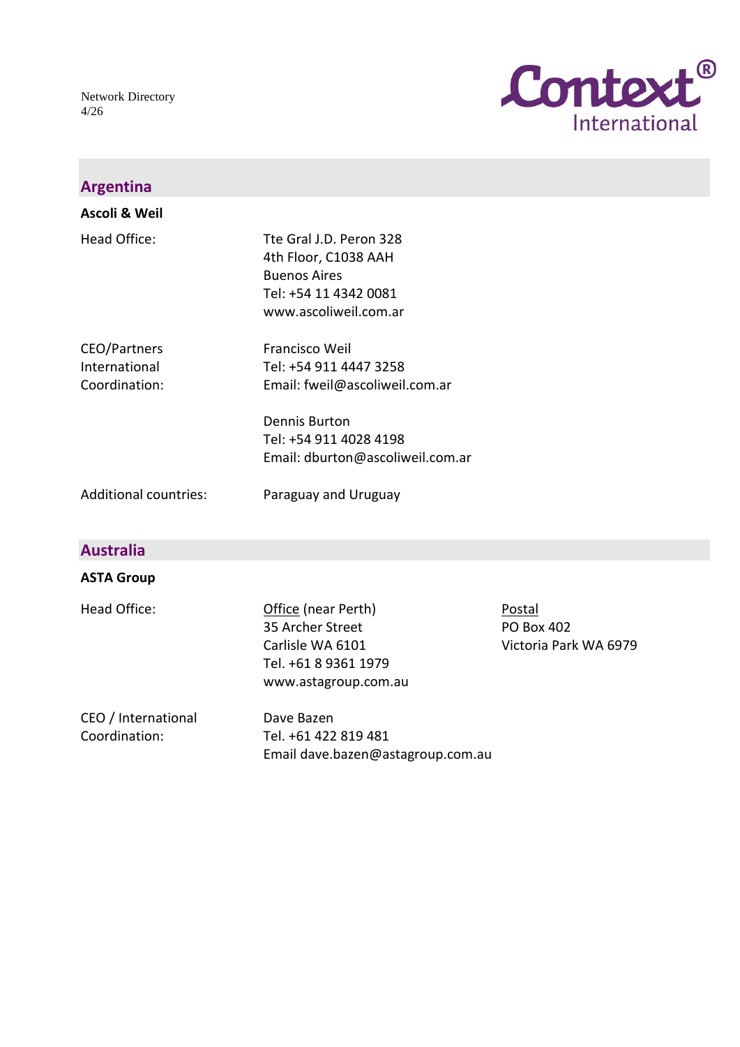## Argentina

**Ascoli & Weil**

| | |
|---|---|
| Head Office: | Tte Gral J.D. Peron 328<br>4th Floor, C1038 AAH<br>Buenos Aires<br>Tel: +54 11 4342 0081<br>www.ascoliweil.com.ar |
| CEO/Partners International Coordination: | Francisco Weil<br>Tel: +54 911 4447 3258<br>Email: fweil@ascoliweil.com.ar<br><br>Dennis Burton<br>Tel: +54 911 4028 4198<br>Email: dburton@ascoliweil.com.ar |
| Additional countries: | Paraguay and Uruguay |

## Australia

**ASTA Group**

| | | |
|---|---|---|
| Head Office: | Office (near Perth)<br>35 Archer Street<br>Carlisle WA 6101<br>Tel. +61 8 9361 1979<br>www.astagroup.com.au | Postal<br>PO Box 402<br>Victoria Park WA 6979 |
| CEO / International Coordination: | Dave Bazen<br>Tel. +61 422 819 481<br>Email dave.bazen@astagroup.com.au | |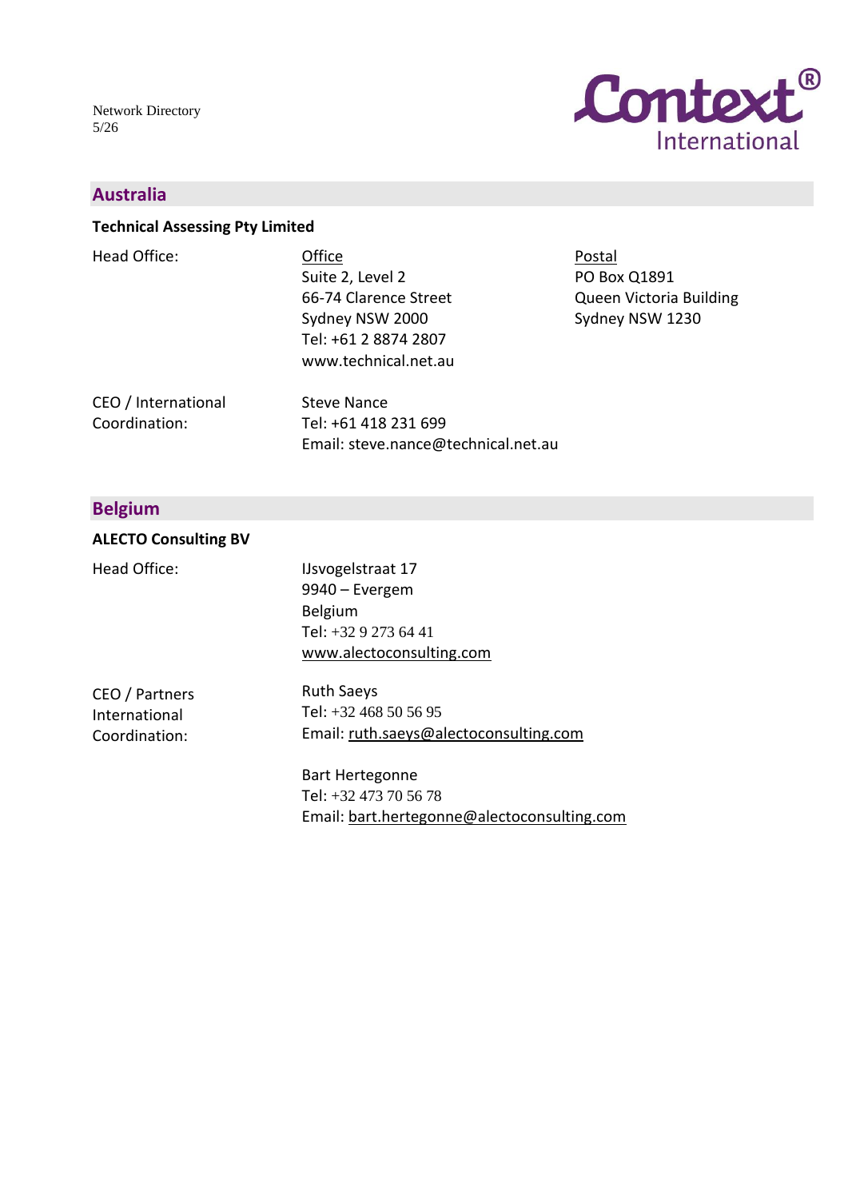## Australia

**Technical Assessing Pty Limited**

Head Office:

Office
Suite 2, Level 2
66-74 Clarence Street
Sydney NSW 2000
Tel: +61 2 8874 2807
www.technical.net.au

Postal
PO Box Q1891
Queen Victoria Building
Sydney NSW 1230

CEO / International Coordination:

Steve Nance
Tel: +61 418 231 699
Email: steve.nance@technical.net.au

## Belgium

**ALECTO Consulting BV**

Head Office:

IJsvogelstraat 17
9940 – Evergem
Belgium
Tel: +32 9 273 64 41
www.alectoconsulting.com

CEO / Partners International Coordination:

Ruth Saeys
Tel: +32 468 50 56 95
Email: ruth.saeys@alectoconsulting.com

Bart Hertegonne
Tel: +32 473 70 56 78
Email: bart.hertegonne@alectoconsulting.com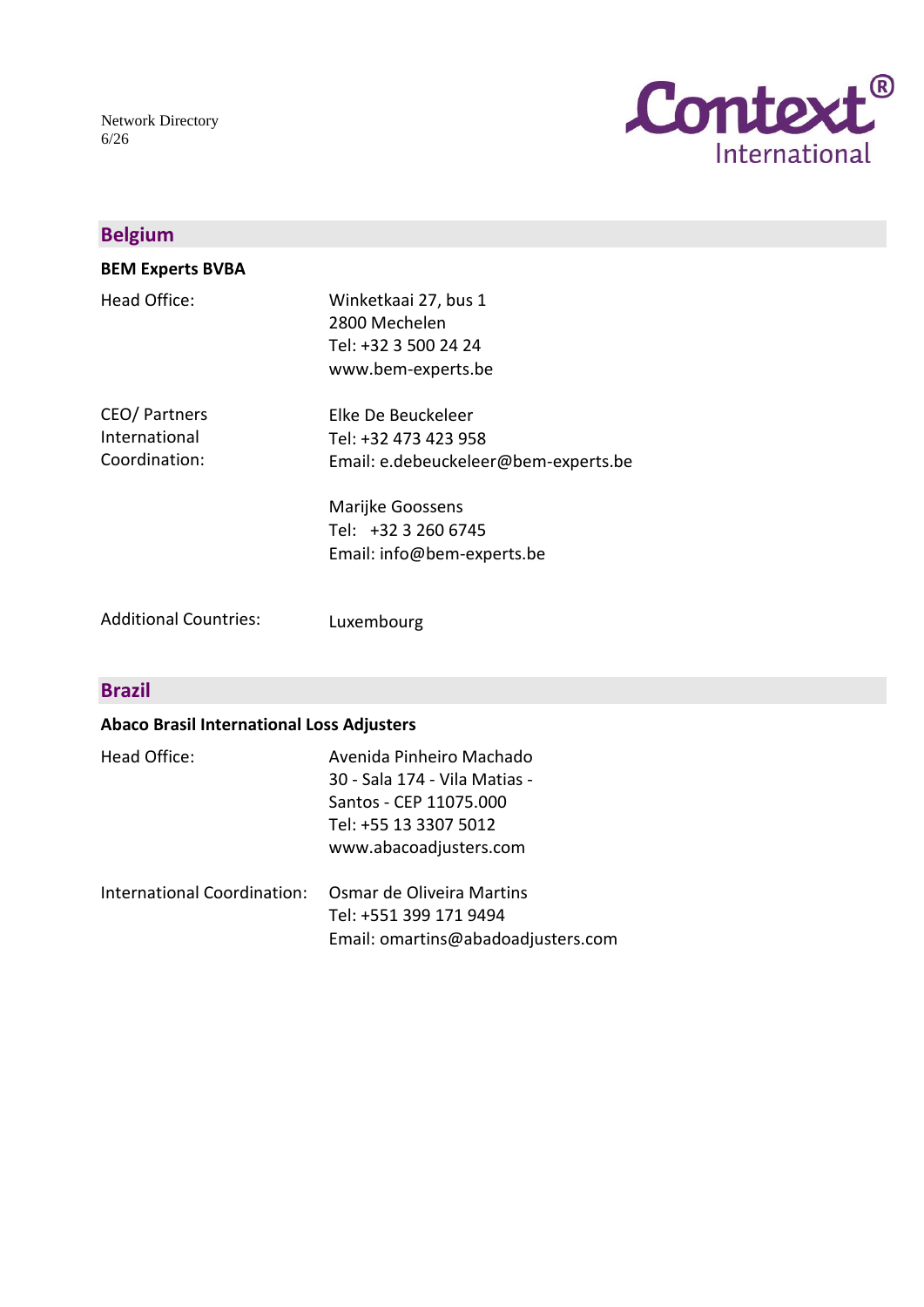## Belgium

**BEM Experts BVBA**

| | |
|---|---|
| Head Office: | Winketkaai 27, bus 1<br>2800 Mechelen<br>Tel: +32 3 500 24 24<br>www.bem-experts.be |
| CEO/ Partners International Coordination: | Elke De Beuckeleer<br>Tel: +32 473 423 958<br>Email: e.debeuckeleer@bem-experts.be |
| | Marijke Goossens<br>Tel: +32 3 260 6745<br>Email: info@bem-experts.be |
| Additional Countries: | Luxembourg |

## Brazil

**Abaco Brasil International Loss Adjusters**

| | |
|---|---|
| Head Office: | Avenida Pinheiro Machado<br>30 - Sala 174 - Vila Matias -<br>Santos - CEP 11075.000<br>Tel: +55 13 3307 5012<br>www.abacoadjusters.com |
| International Coordination: | Osmar de Oliveira Martins<br>Tel: +551 399 171 9494<br>Email: omartins@abadoadjusters.com |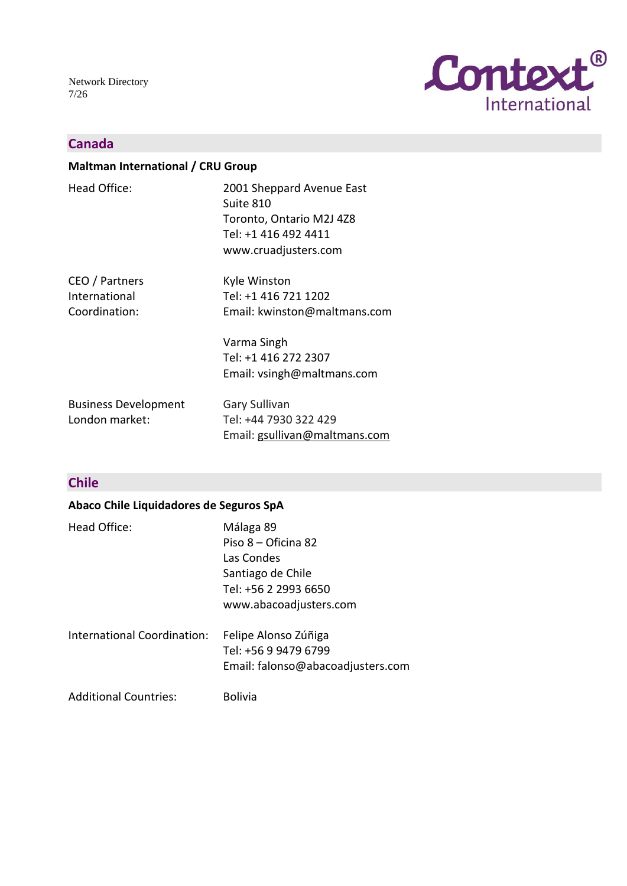## Canada

### Maltman International / CRU Group

| | |
|---|---|
| Head Office: | 2001 Sheppard Avenue East<br>Suite 810<br>Toronto, Ontario M2J 4Z8<br>Tel: +1 416 492 4411<br>www.cruadjusters.com |
| CEO / Partners International Coordination: | Kyle Winston<br>Tel: +1 416 721 1202<br>Email: kwinston@maltmans.com<br><br>Varma Singh<br>Tel: +1 416 272 2307<br>Email: vsingh@maltmans.com |
| Business Development London market: | Gary Sullivan<br>Tel: +44 7930 322 429<br>Email: gsullivan@maltmans.com |

## Chile

### Abaco Chile Liquidadores de Seguros SpA

| | |
|---|---|
| Head Office: | Málaga 89<br>Piso 8 – Oficina 82<br>Las Condes<br>Santiago de Chile<br>Tel: +56 2 2993 6650<br>www.abacoadjusters.com |
| International Coordination: | Felipe Alonso Zúñiga<br>Tel: +56 9 9479 6799<br>Email: falonso@abacoadjusters.com |
| Additional Countries: | Bolivia |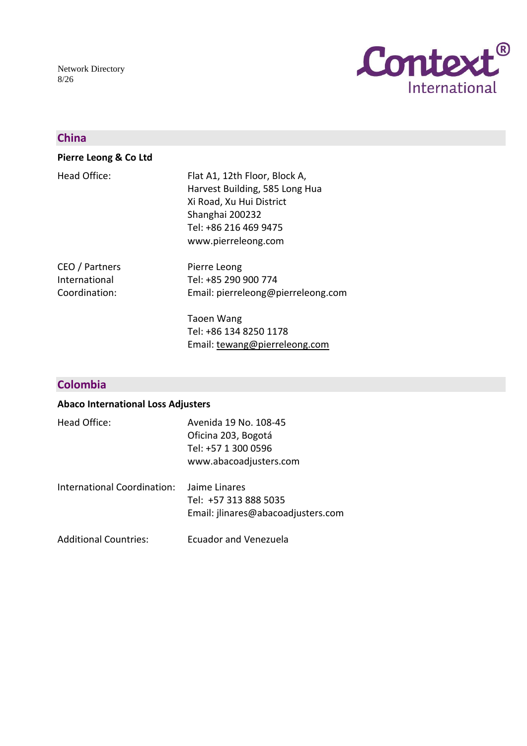## China

**Pierre Leong & Co Ltd**

| | |
|---|---|
| Head Office: | Flat A1, 12th Floor, Block A,<br>Harvest Building, 585 Long Hua<br>Xi Road, Xu Hui District<br>Shanghai 200232<br>Tel: +86 216 469 9475<br>www.pierreleong.com |
| CEO / Partners International Coordination: | Pierre Leong<br>Tel: +85 290 900 774<br>Email: pierreleong@pierreleong.com |
| | Taoen Wang<br>Tel: +86 134 8250 1178<br>Email: tewang@pierreleong.com |

## Colombia

**Abaco International Loss Adjusters**

| | |
|---|---|
| Head Office: | Avenida 19 No. 108-45<br>Oficina 203, Bogotá<br>Tel: +57 1 300 0596<br>www.abacoadjusters.com |
| International Coordination: | Jaime Linares<br>Tel: +57 313 888 5035<br>Email: jlinares@abacoadjusters.com |
| Additional Countries: | Ecuador and Venezuela |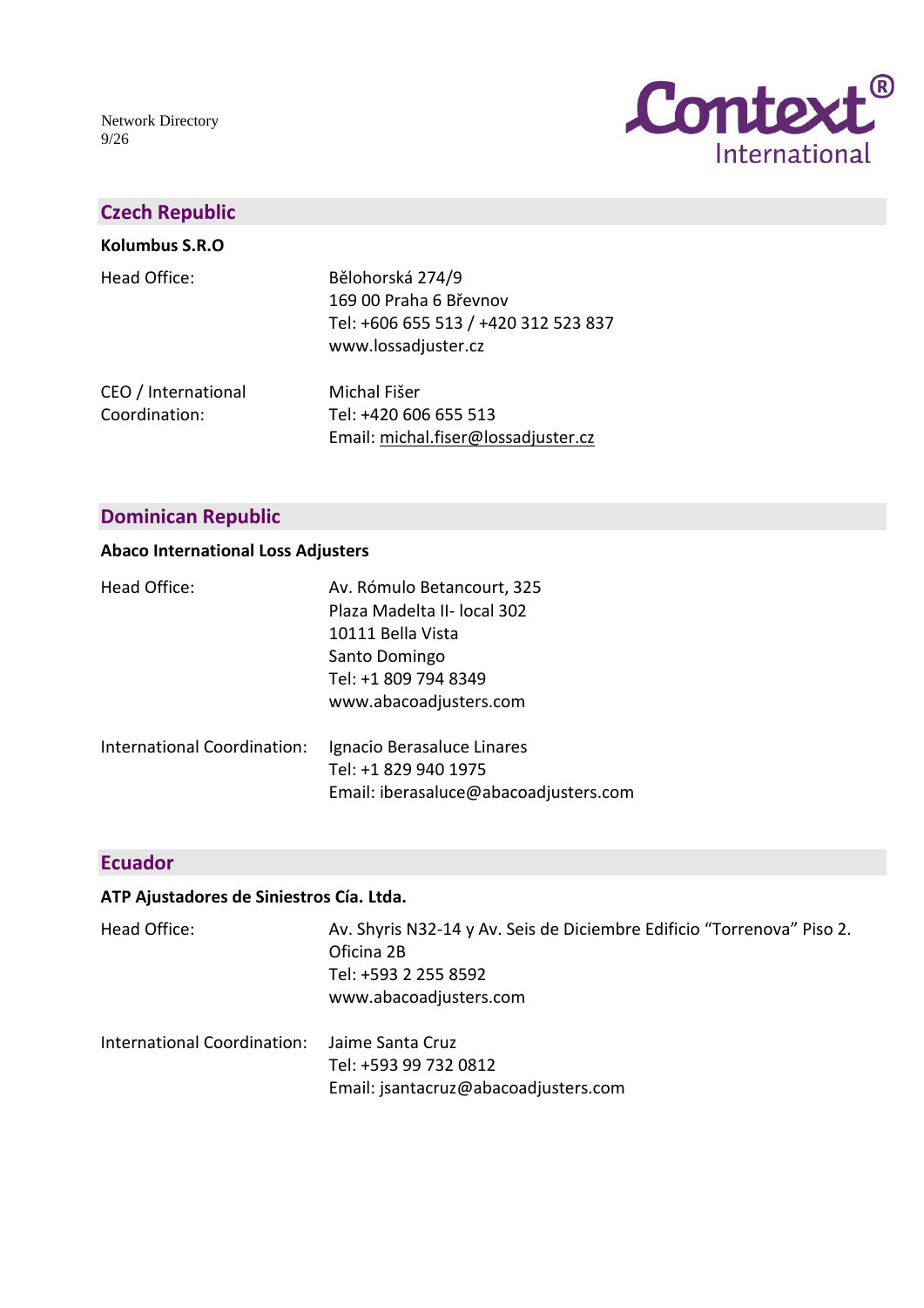## Czech Republic

**Kolumbus S.R.O**

| | |
|---|---|
| Head Office: | Bělohorská 274/9<br>169 00 Praha 6 Břevnov<br>Tel: +606 655 513 / +420 312 523 837<br>www.lossadjuster.cz |
| CEO / International Coordination: | Michal Fišer<br>Tel: +420 606 655 513<br>Email: michal.fiser@lossadjuster.cz |

## Dominican Republic

**Abaco International Loss Adjusters**

| | |
|---|---|
| Head Office: | Av. Rómulo Betancourt, 325<br>Plaza Madelta II- local 302<br>10111 Bella Vista<br>Santo Domingo<br>Tel: +1 809 794 8349<br>www.abacoadjusters.com |
| International Coordination: | Ignacio Berasaluce Linares<br>Tel: +1 829 940 1975<br>Email: iberasaluce@abacoadjusters.com |

## Ecuador

**ATP Ajustadores de Siniestros Cía. Ltda.**

| | |
|---|---|
| Head Office: | Av. Shyris N32-14 y Av. Seis de Diciembre Edificio "Torrenova" Piso 2. Oficina 2B<br>Tel: +593 2 255 8592<br>www.abacoadjusters.com |
| International Coordination: | Jaime Santa Cruz<br>Tel: +593 99 732 0812<br>Email: jsantacruz@abacoadjusters.com |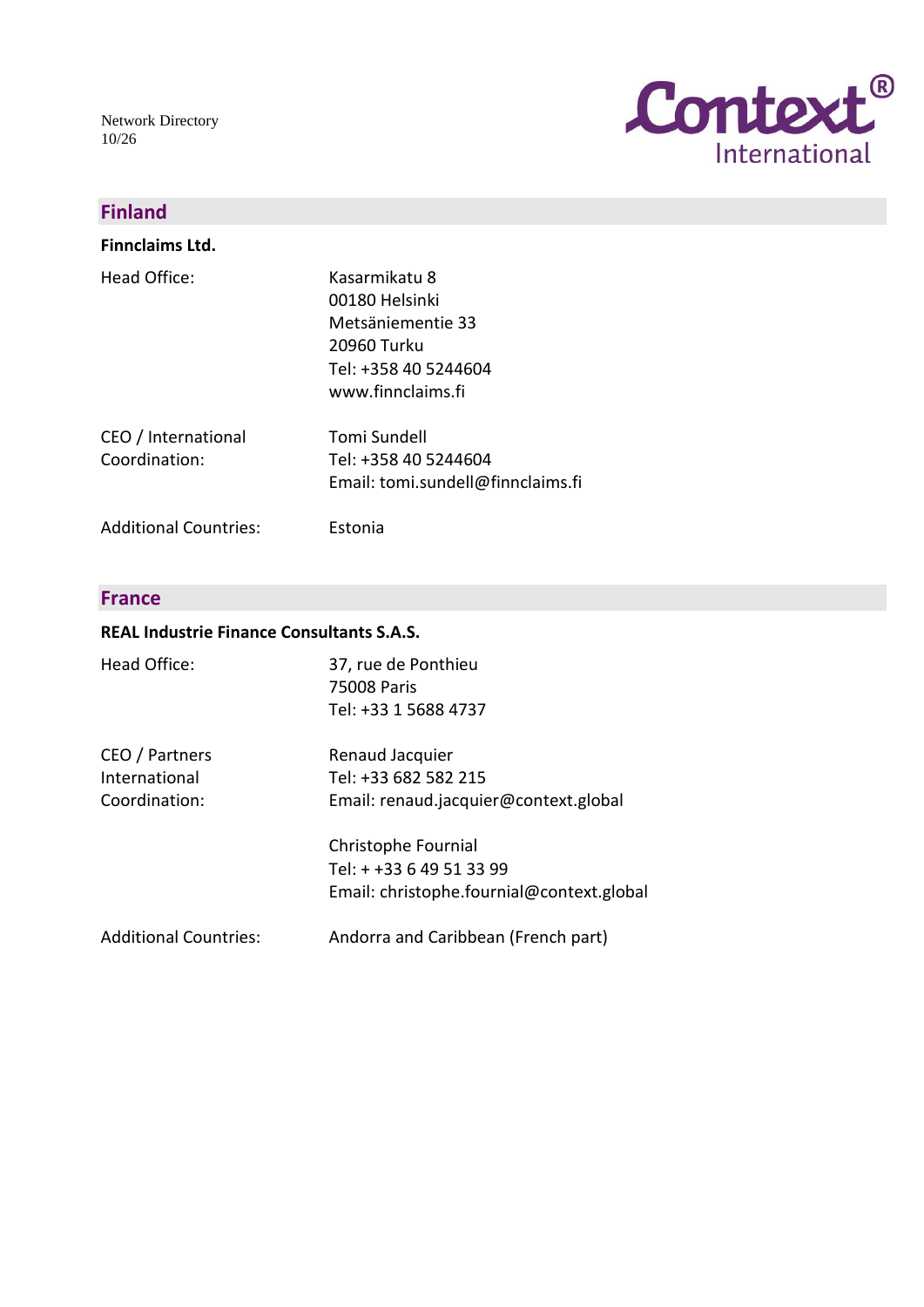## Finland

**Finnclaims Ltd.**

| | |
|---|---|
| Head Office: | Kasarmikatu 8<br>00180 Helsinki<br>Metsäniementie 33<br>20960 Turku<br>Tel: +358 40 5244604<br>www.finnclaims.fi |
| CEO / International Coordination: | Tomi Sundell<br>Tel: +358 40 5244604<br>Email: tomi.sundell@finnclaims.fi |
| Additional Countries: | Estonia |

## France

**REAL Industrie Finance Consultants S.A.S.**

| | |
|---|---|
| Head Office: | 37, rue de Ponthieu<br>75008 Paris<br>Tel: +33 1 5688 4737 |
| CEO / Partners International Coordination: | Renaud Jacquier<br>Tel: +33 682 582 215<br>Email: renaud.jacquier@context.global |
| | Christophe Fournial<br>Tel: + +33 6 49 51 33 99<br>Email: christophe.fournial@context.global |
| Additional Countries: | Andorra and Caribbean (French part) |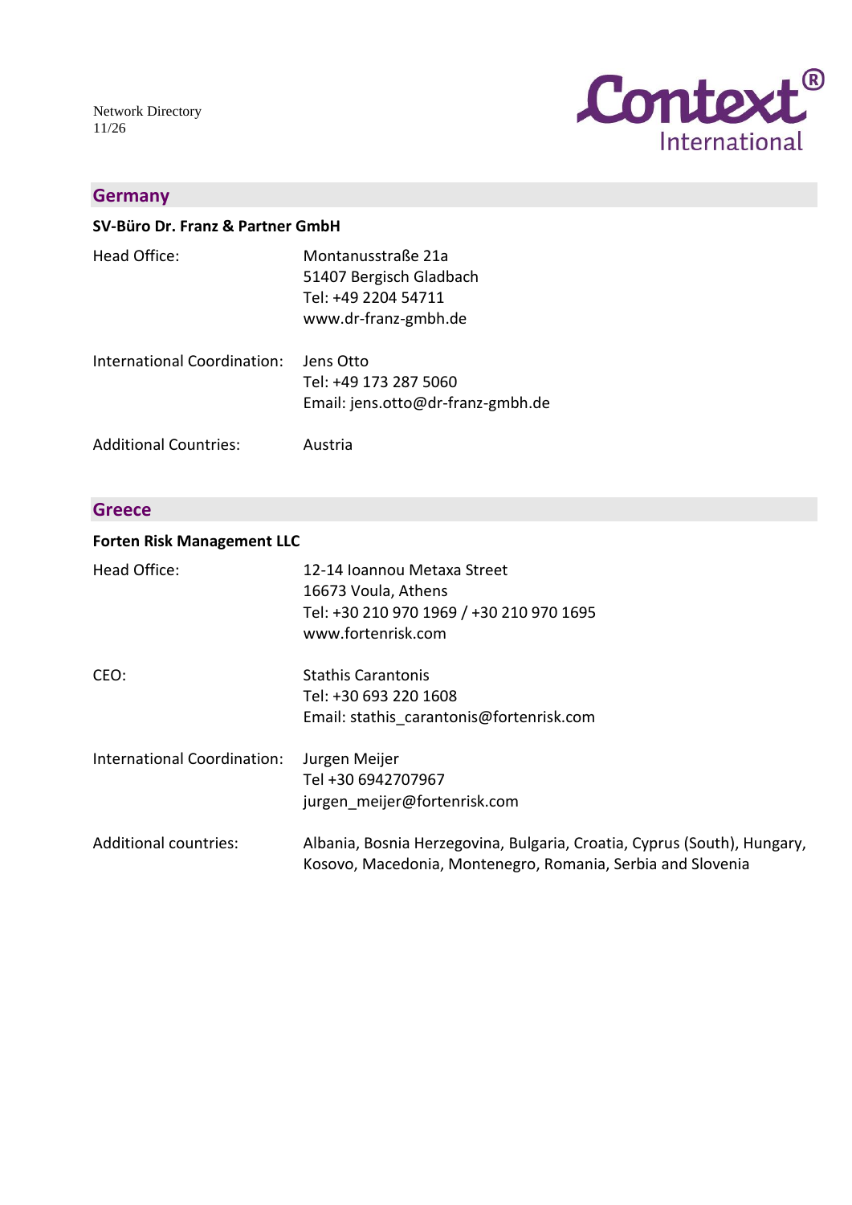## Germany

**SV-Büro Dr. Franz & Partner GmbH**

| | |
|---|---|
| Head Office: | Montanusstraße 21a<br>51407 Bergisch Gladbach<br>Tel: +49 2204 54711<br>www.dr-franz-gmbh.de |
| International Coordination: | Jens Otto<br>Tel: +49 173 287 5060<br>Email: jens.otto@dr-franz-gmbh.de |
| Additional Countries: | Austria |

## Greece

**Forten Risk Management LLC**

| | |
|---|---|
| Head Office: | 12-14 Ioannou Metaxa Street<br>16673 Voula, Athens<br>Tel: +30 210 970 1969 / +30 210 970 1695<br>www.fortenrisk.com |
| CEO: | Stathis Carantonis<br>Tel: +30 693 220 1608<br>Email: stathis_carantonis@fortenrisk.com |
| International Coordination: | Jurgen Meijer<br>Tel +30 6942707967<br>jurgen_meijer@fortenrisk.com |
| Additional countries: | Albania, Bosnia Herzegovina, Bulgaria, Croatia, Cyprus (South), Hungary, Kosovo, Macedonia, Montenegro, Romania, Serbia and Slovenia |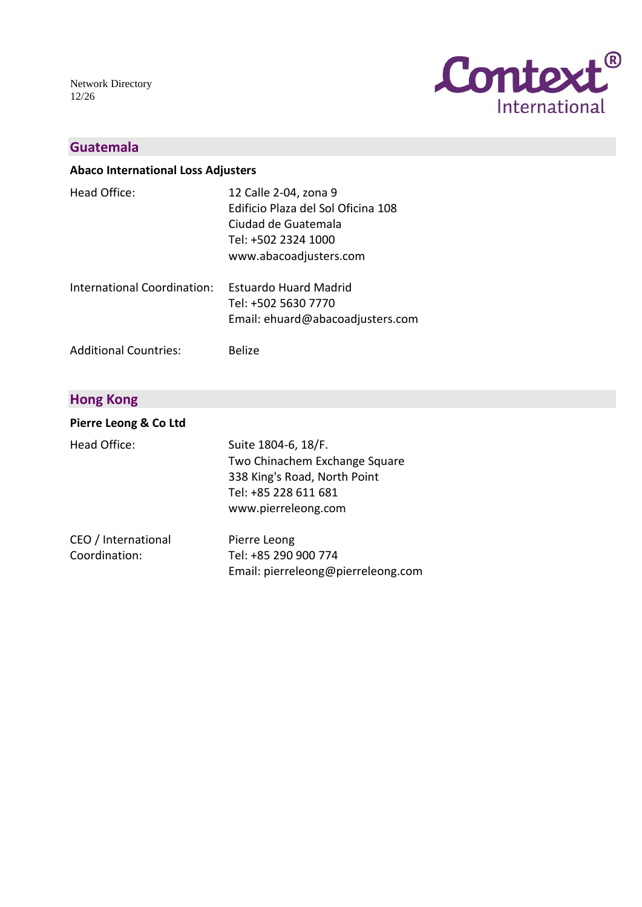## Guatemala

### Abaco International Loss Adjusters

| | |
|---|---|
| Head Office: | 12 Calle 2-04, zona 9<br>Edificio Plaza del Sol Oficina 108<br>Ciudad de Guatemala<br>Tel: +502 2324 1000<br>www.abacoadjusters.com |
| International Coordination: | Estuardo Huard Madrid<br>Tel: +502 5630 7770<br>Email: ehuard@abacoadjusters.com |
| Additional Countries: | Belize |

## Hong Kong

### Pierre Leong & Co Ltd

| | |
|---|---|
| Head Office: | Suite 1804-6, 18/F.<br>Two Chinachem Exchange Square<br>338 King's Road, North Point<br>Tel: +85 228 611 681<br>www.pierreleong.com |
| CEO / International Coordination: | Pierre Leong<br>Tel: +85 290 900 774<br>Email: pierreleong@pierreleong.com |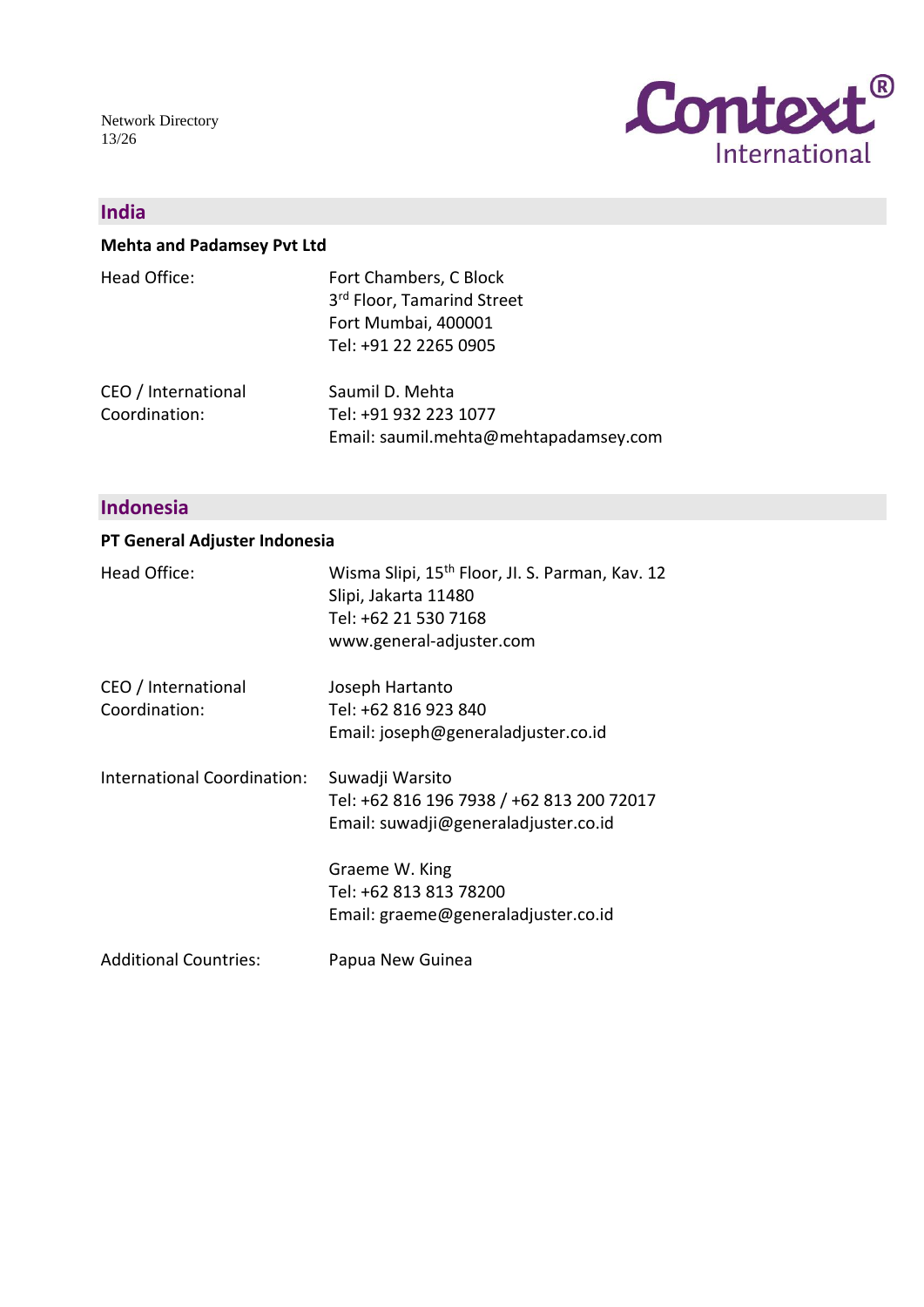## India

### Mehta and Padamsey Pvt Ltd

| | |
|---|---|
| Head Office: | Fort Chambers, C Block<br>3rd Floor, Tamarind Street<br>Fort Mumbai, 400001<br>Tel: +91 22 2265 0905 |
| CEO / International Coordination: | Saumil D. Mehta<br>Tel: +91 932 223 1077<br>Email: saumil.mehta@mehtapadamsey.com |

## Indonesia

### PT General Adjuster Indonesia

| | |
|---|---|
| Head Office: | Wisma Slipi, 15th Floor, Jl. S. Parman, Kav. 12<br>Slipi, Jakarta 11480<br>Tel: +62 21 530 7168<br>www.general-adjuster.com |
| CEO / International Coordination: | Joseph Hartanto<br>Tel: +62 816 923 840<br>Email: joseph@generaladjuster.co.id |
| International Coordination: | Suwadji Warsito<br>Tel: +62 816 196 7938 / +62 813 200 72017<br>Email: suwadji@generaladjuster.co.id |
| | Graeme W. King<br>Tel: +62 813 813 78200<br>Email: graeme@generaladjuster.co.id |
| Additional Countries: | Papua New Guinea |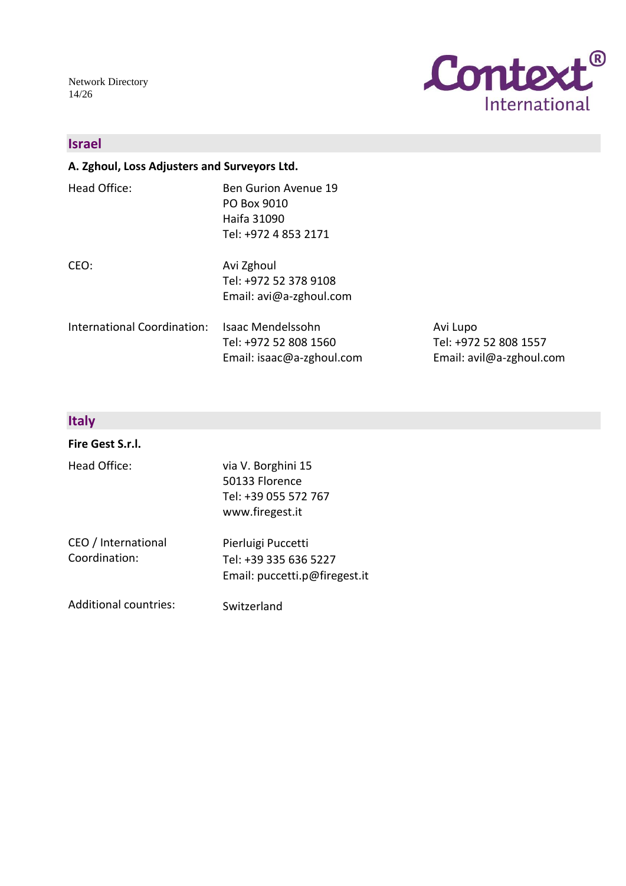## Israel

**A. Zghoul, Loss Adjusters and Surveyors Ltd.**

| | | |
|---|---|---|
| Head Office: | Ben Gurion Avenue 19<br>PO Box 9010<br>Haifa 31090<br>Tel: +972 4 853 2171 | |
| CEO: | Avi Zghoul<br>Tel: +972 52 378 9108<br>Email: avi@a-zghoul.com | |
| International Coordination: | Isaac Mendelssohn<br>Tel: +972 52 808 1560<br>Email: isaac@a-zghoul.com | Avi Lupo<br>Tel: +972 52 808 1557<br>Email: avil@a-zghoul.com |

## Italy

**Fire Gest S.r.l.**

| | |
|---|---|
| Head Office: | via V. Borghini 15<br>50133 Florence<br>Tel: +39 055 572 767<br>www.firegest.it |
| CEO / International Coordination: | Pierluigi Puccetti<br>Tel: +39 335 636 5227<br>Email: puccetti.p@firegest.it |
| Additional countries: | Switzerland |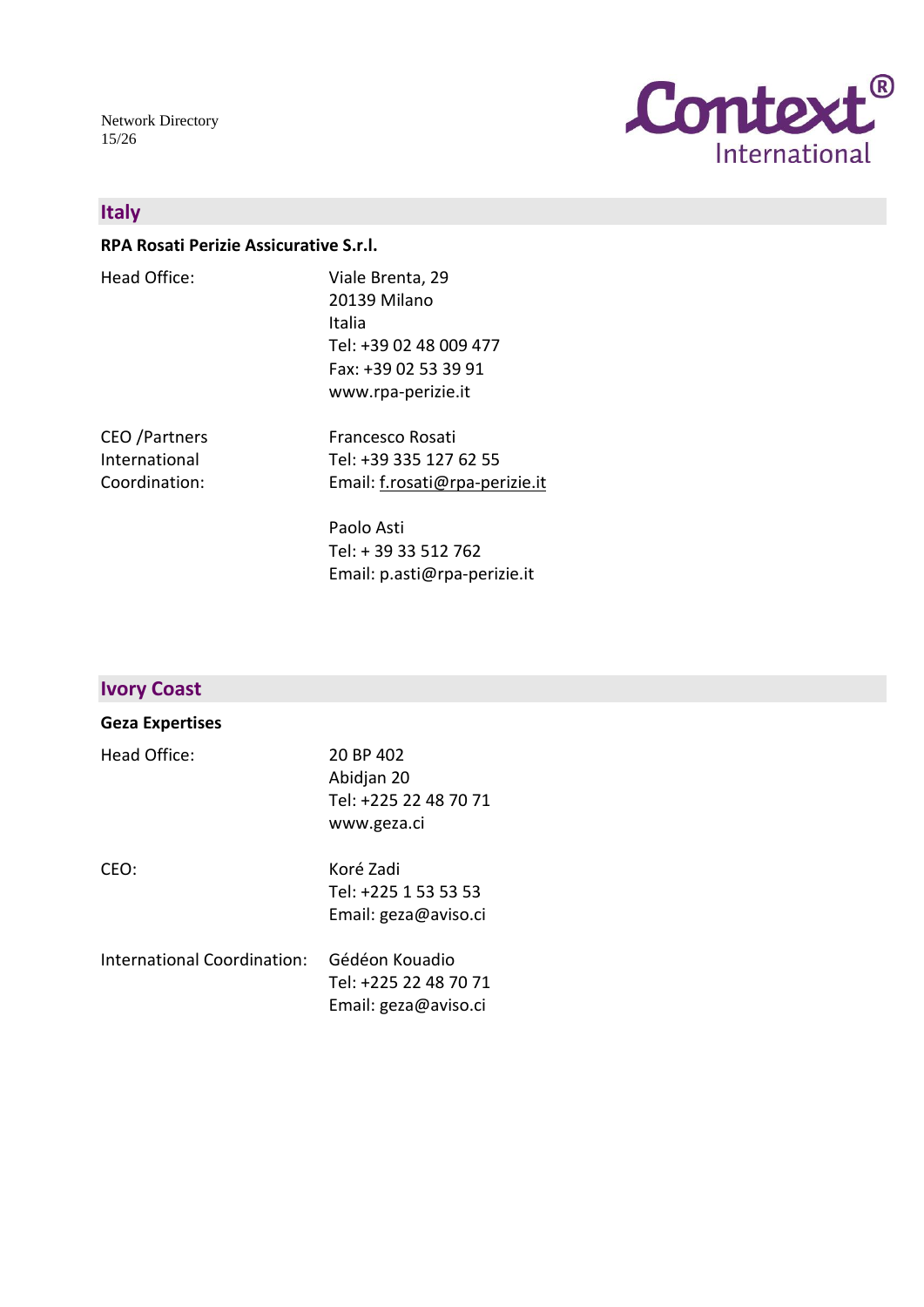## Italy

**RPA Rosati Perizie Assicurative S.r.l.**

| | |
|---|---|
| Head Office: | Viale Brenta, 29<br>20139 Milano<br>Italia<br>Tel: +39 02 48 009 477<br>Fax: +39 02 53 39 91<br>www.rpa-perizie.it |
| CEO /Partners International Coordination: | Francesco Rosati<br>Tel: +39 335 127 62 55<br>Email: f.rosati@rpa-perizie.it |
| | Paolo Asti<br>Tel: + 39 33 512 762<br>Email: p.asti@rpa-perizie.it |

## Ivory Coast

**Geza Expertises**

| | |
|---|---|
| Head Office: | 20 BP 402<br>Abidjan 20<br>Tel: +225 22 48 70 71<br>www.geza.ci |
| CEO: | Koré Zadi<br>Tel: +225 1 53 53 53<br>Email: geza@aviso.ci |
| International Coordination: | Gédéon Kouadio<br>Tel: +225 22 48 70 71<br>Email: geza@aviso.ci |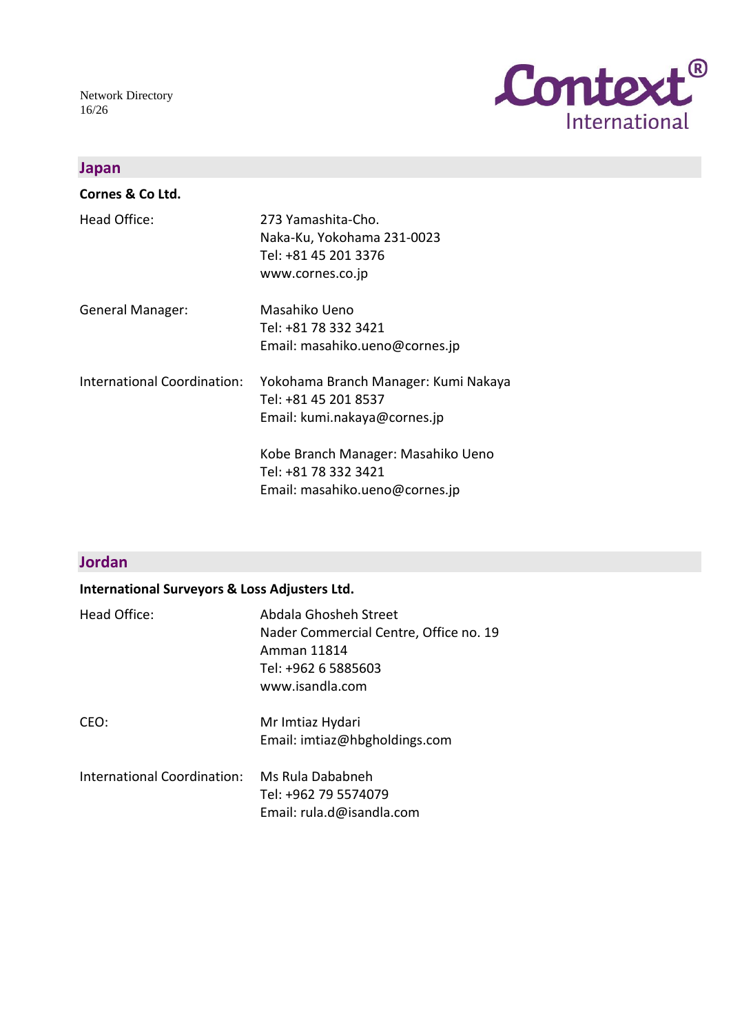## Japan

**Cornes & Co Ltd.**

| | |
|---|---|
| Head Office: | 273 Yamashita-Cho.<br>Naka-Ku, Yokohama 231-0023<br>Tel: +81 45 201 3376<br>www.cornes.co.jp |
| General Manager: | Masahiko Ueno<br>Tel: +81 78 332 3421<br>Email: masahiko.ueno@cornes.jp |
| International Coordination: | Yokohama Branch Manager: Kumi Nakaya<br>Tel: +81 45 201 8537<br>Email: kumi.nakaya@cornes.jp<br><br>Kobe Branch Manager: Masahiko Ueno<br>Tel: +81 78 332 3421<br>Email: masahiko.ueno@cornes.jp |

## Jordan

**International Surveyors & Loss Adjusters Ltd.**

| | |
|---|---|
| Head Office: | Abdala Ghosheh Street<br>Nader Commercial Centre, Office no. 19<br>Amman 11814<br>Tel: +962 6 5885603<br>www.isandla.com |
| CEO: | Mr Imtiaz Hydari<br>Email: imtiaz@hbgholdings.com |
| International Coordination: | Ms Rula Dababneh<br>Tel: +962 79 5574079<br>Email: rula.d@isandla.com |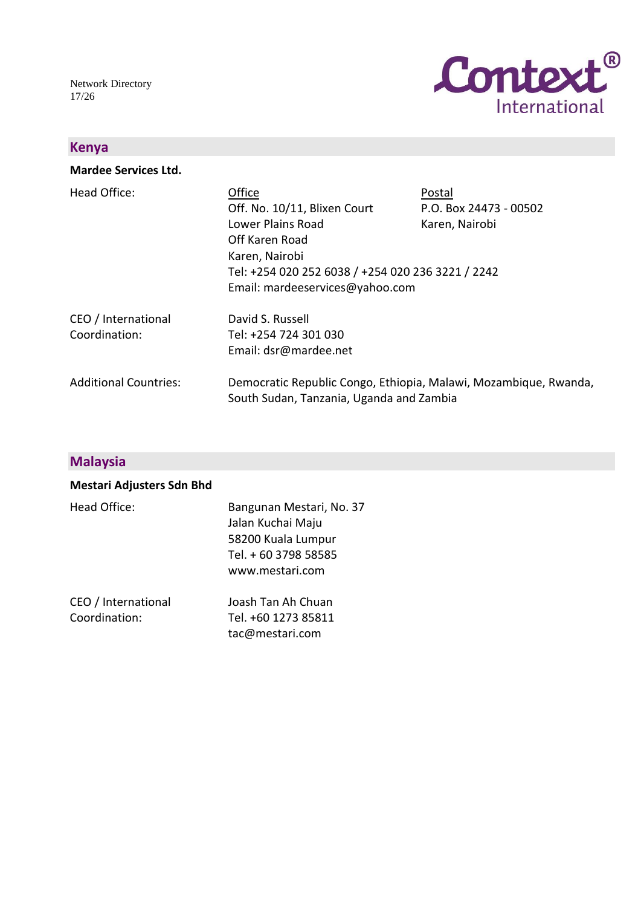## Kenya

**Mardee Services Ltd.**

Head Office:

Office
Off. No. 10/11, Blixen Court
Lower Plains Road
Off Karen Road
Karen, Nairobi
Tel: +254 020 252 6038 / +254 020 236 3221 / 2242
Email: mardeeservices@yahoo.com

Postal
P.O. Box 24473 - 00502
Karen, Nairobi

CEO / International Coordination:

David S. Russell
Tel: +254 724 301 030
Email: dsr@mardee.net

Additional Countries:

Democratic Republic Congo, Ethiopia, Malawi, Mozambique, Rwanda, South Sudan, Tanzania, Uganda and Zambia

## Malaysia

**Mestari Adjusters Sdn Bhd**

Head Office:

Bangunan Mestari, No. 37
Jalan Kuchai Maju
58200 Kuala Lumpur
Tel. + 60 3798 58585
www.mestari.com

CEO / International Coordination:

Joash Tan Ah Chuan
Tel. +60 1273 85811
tac@mestari.com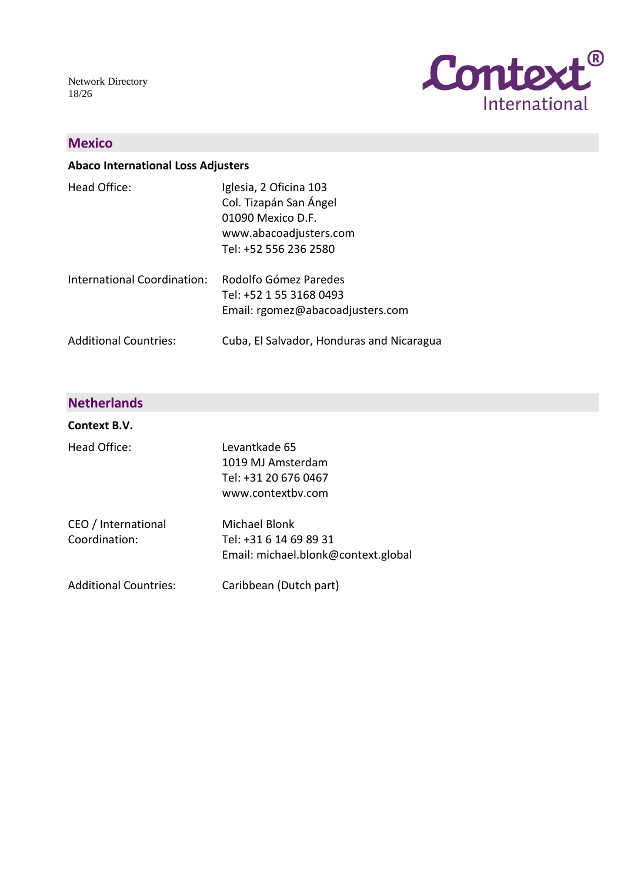## Mexico

**Abaco International Loss Adjusters**

Head Office:
Iglesia, 2 Oficina 103
Col. Tizapán San Ángel
01090 Mexico D.F.
www.abacoadjusters.com
Tel: +52 556 236 2580

International Coordination:
Rodolfo Gómez Paredes
Tel: +52 1 55 3168 0493
Email: rgomez@abacoadjusters.com

Additional Countries:
Cuba, El Salvador, Honduras and Nicaragua

## Netherlands

**Context B.V.**

Head Office:
Levantkade 65
1019 MJ Amsterdam
Tel: +31 20 676 0467
www.contextbv.com

CEO / International Coordination:
Michael Blonk
Tel: +31 6 14 69 89 31
Email: michael.blonk@context.global

Additional Countries:
Caribbean (Dutch part)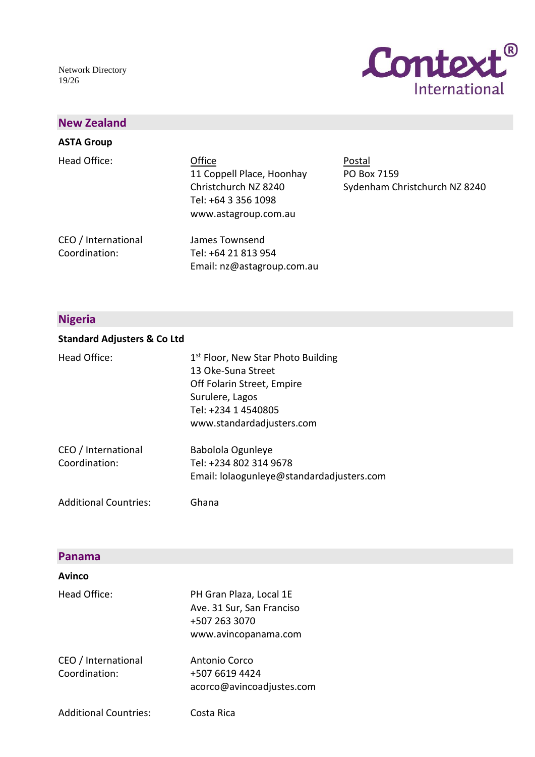## New Zealand

### ASTA Group

Head Office:

Office
11 Coppell Place, Hoonhay
Christchurch NZ 8240
Tel: +64 3 356 1098
www.astagroup.com.au

Postal
PO Box 7159
Sydenham Christchurch NZ 8240

CEO / International Coordination:

James Townsend
Tel: +64 21 813 954
Email: nz@astagroup.com.au

## Nigeria

### Standard Adjusters & Co Ltd

Head Office:

1st Floor, New Star Photo Building
13 Oke-Suna Street
Off Folarin Street, Empire
Surulere, Lagos
Tel: +234 1 4540805
www.standardadjusters.com

CEO / International Coordination:

Babolola Ogunleye
Tel: +234 802 314 9678
Email: lolaogunleye@standardadjusters.com

Additional Countries: Ghana

## Panama

### Avinco

Head Office:

PH Gran Plaza, Local 1E
Ave. 31 Sur, San Franciso
+507 263 3070
www.avincopanama.com

CEO / International Coordination:

Antonio Corco
+507 6619 4424
acorco@avincoadjustes.com

Additional Countries: Costa Rica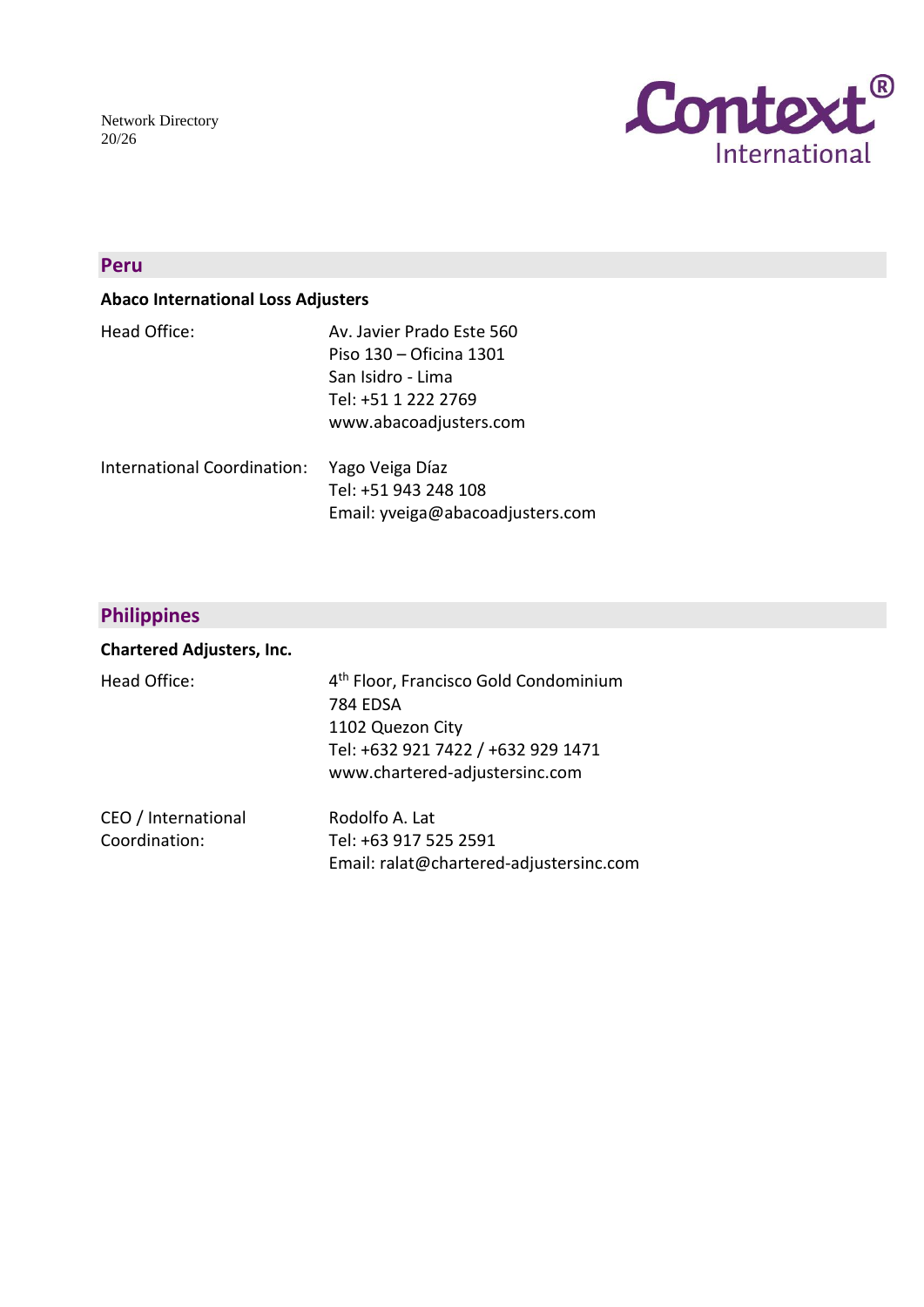## Peru

**Abaco International Loss Adjusters**

Head Office:

Av. Javier Prado Este 560
Piso 130 – Oficina 1301
San Isidro - Lima
Tel: +51 1 222 2769
www.abacoadjusters.com

International Coordination:

Yago Veiga Díaz
Tel: +51 943 248 108
Email: yveiga@abacoadjusters.com

## Philippines

**Chartered Adjusters, Inc.**

Head Office:

4th Floor, Francisco Gold Condominium
784 EDSA
1102 Quezon City
Tel: +632 921 7422 / +632 929 1471
www.chartered-adjustersinc.com

CEO / International Coordination:

Rodolfo A. Lat
Tel: +63 917 525 2591
Email: ralat@chartered-adjustersinc.com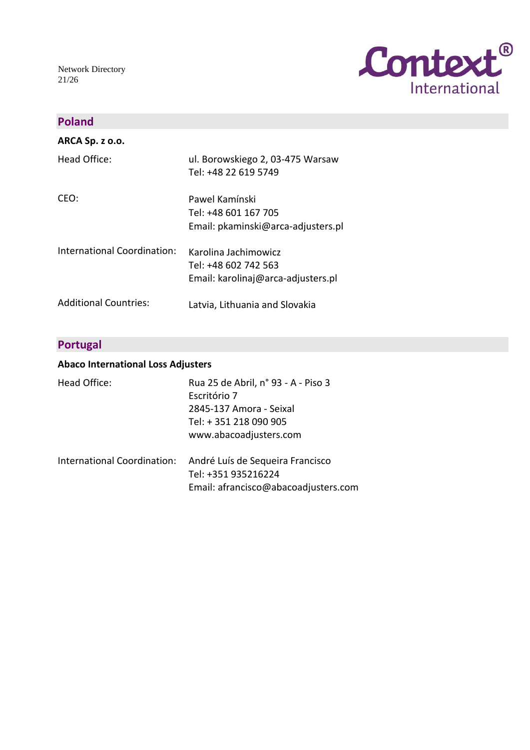## Poland

### ARCA Sp. z o.o.

| | |
|---|---|
| Head Office: | ul. Borowskiego 2, 03-475 Warsaw<br>Tel: +48 22 619 5749 |
| CEO: | Pawel Kamínski<br>Tel: +48 601 167 705<br>Email: pkaminski@arca-adjusters.pl |
| International Coordination: | Karolina Jachimowicz<br>Tel: +48 602 742 563<br>Email: karolinaj@arca-adjusters.pl |
| Additional Countries: | Latvia, Lithuania and Slovakia |

## Portugal

### Abaco International Loss Adjusters

| | |
|---|---|
| Head Office: | Rua 25 de Abril, n° 93 - A - Piso 3<br>Escritório 7<br>2845-137 Amora - Seixal<br>Tel: + 351 218 090 905<br>www.abacoadjusters.com |
| International Coordination: | André Luís de Sequeira Francisco<br>Tel: +351 935216224<br>Email: afrancisco@abacoadjusters.com |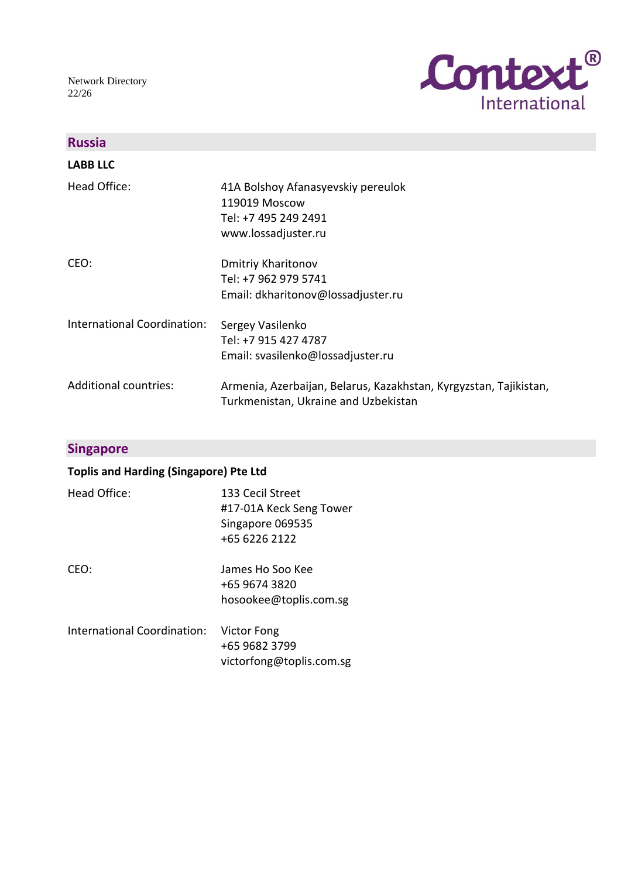## Russia

**LABB LLC**

| | |
|---|---|
| Head Office: | 41A Bolshoy Afanasyevskiy pereulok<br>119019 Moscow<br>Tel: +7 495 249 2491<br>www.lossadjuster.ru |
| CEO: | Dmitriy Kharitonov<br>Tel: +7 962 979 5741<br>Email: dkharitonov@lossadjuster.ru |
| International Coordination: | Sergey Vasilenko<br>Tel: +7 915 427 4787<br>Email: svasilenko@lossadjuster.ru |
| Additional countries: | Armenia, Azerbaijan, Belarus, Kazakhstan, Kyrgyzstan, Tajikistan, Turkmenistan, Ukraine and Uzbekistan |

## Singapore

**Toplis and Harding (Singapore) Pte Ltd**

| | |
|---|---|
| Head Office: | 133 Cecil Street<br>#17-01A Keck Seng Tower<br>Singapore 069535<br>+65 6226 2122 |
| CEO: | James Ho Soo Kee<br>+65 9674 3820<br>hosookee@toplis.com.sg |
| International Coordination: | Victor Fong<br>+65 9682 3799<br>victorfong@toplis.com.sg |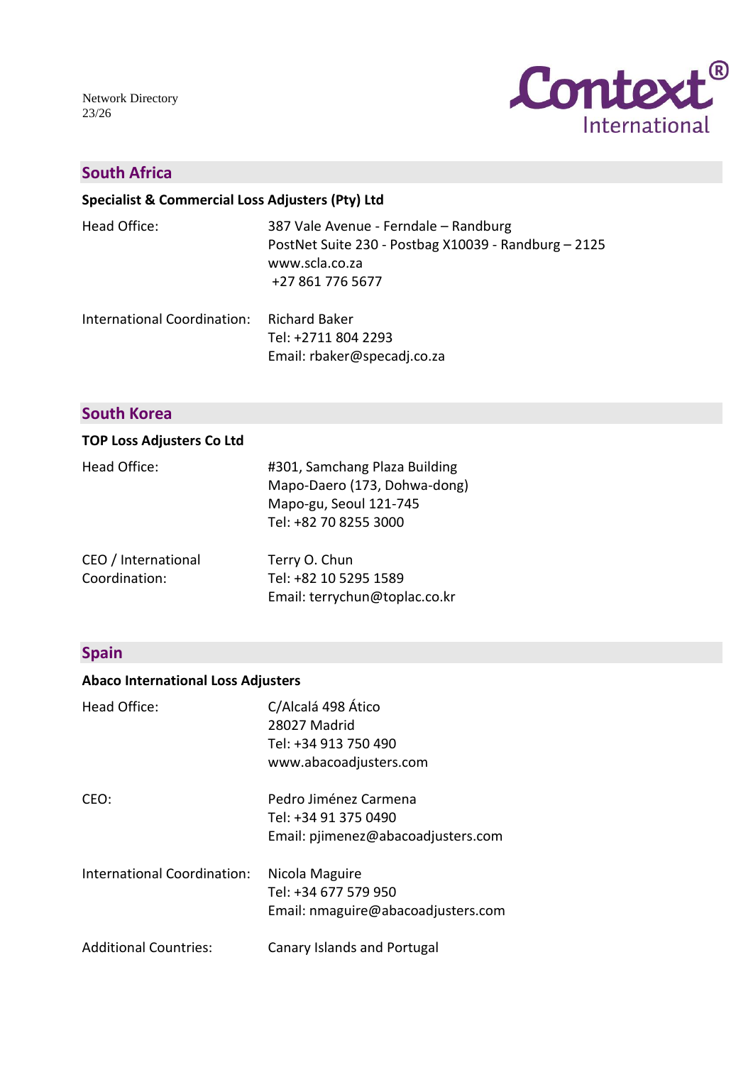## South Africa

**Specialist & Commercial Loss Adjusters (Pty) Ltd**

Head Office:
387 Vale Avenue - Ferndale – Randburg
PostNet Suite 230 - Postbag X10039 - Randburg – 2125
www.scla.co.za
+27 861 776 5677

International Coordination:
Richard Baker
Tel: +2711 804 2293
Email: rbaker@specadj.co.za

## South Korea

**TOP Loss Adjusters Co Ltd**

Head Office:
#301, Samchang Plaza Building
Mapo-Daero (173, Dohwa-dong)
Mapo-gu, Seoul 121-745
Tel: +82 70 8255 3000

CEO / International Coordination:
Terry O. Chun
Tel: +82 10 5295 1589
Email: terrychun@toplac.co.kr

## Spain

**Abaco International Loss Adjusters**

Head Office:
C/Alcalá 498 Ático
28027 Madrid
Tel: +34 913 750 490
www.abacoadjusters.com

CEO:
Pedro Jiménez Carmena
Tel: +34 91 375 0490
Email: pjimenez@abacoadjusters.com

International Coordination:
Nicola Maguire
Tel: +34 677 579 950
Email: nmaguire@abacoadjusters.com

Additional Countries:
Canary Islands and Portugal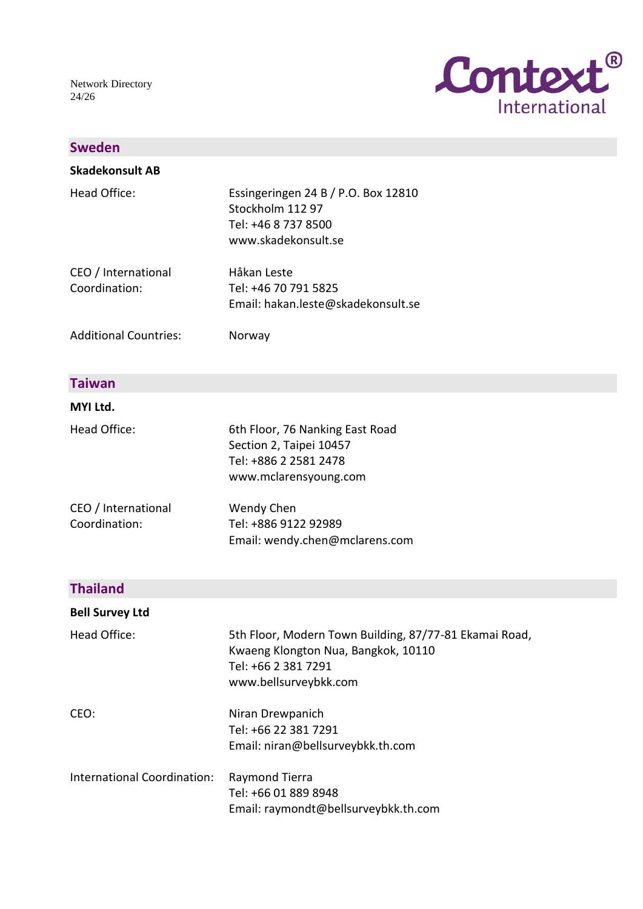## Sweden

### Skadekonsult AB

| | |
|---|---|
| Head Office: | Essingeringen 24 B / P.O. Box 12810<br>Stockholm 112 97<br>Tel: +46 8 737 8500<br>www.skadekonsult.se |
| CEO / International Coordination: | Håkan Leste<br>Tel: +46 70 791 5825<br>Email: hakan.leste@skadekonsult.se |
| Additional Countries: | Norway |

## Taiwan

### MYI Ltd.

| | |
|---|---|
| Head Office: | 6th Floor, 76 Nanking East Road<br>Section 2, Taipei 10457<br>Tel: +886 2 2581 2478<br>www.mclarensyoung.com |
| CEO / International Coordination: | Wendy Chen<br>Tel: +886 9122 92989<br>Email: wendy.chen@mclarens.com |

## Thailand

### Bell Survey Ltd

| | |
|---|---|
| Head Office: | 5th Floor, Modern Town Building, 87/77-81 Ekamai Road,<br>Kwaeng Klongton Nua, Bangkok, 10110<br>Tel: +66 2 381 7291<br>www.bellsurveybkk.com |
| CEO: | Niran Drewpanich<br>Tel: +66 22 381 7291<br>Email: niran@bellsurveybkk.th.com |
| International Coordination: | Raymond Tierra<br>Tel: +66 01 889 8948<br>Email: raymondt@bellsurveybkk.th.com |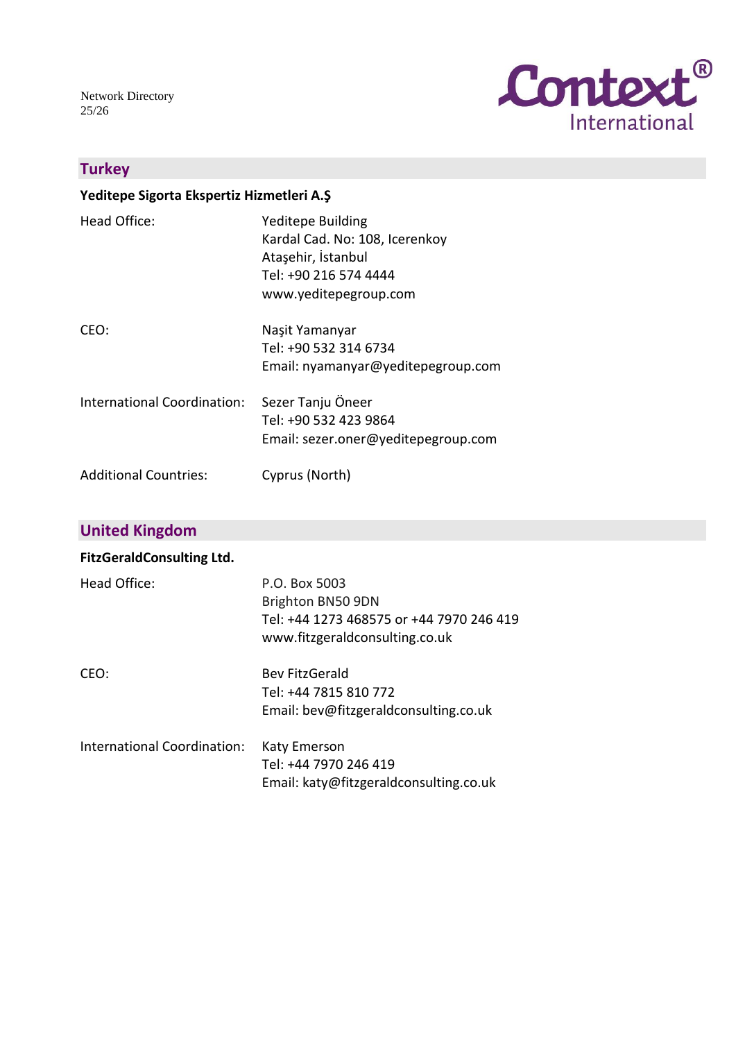## Turkey

**Yeditepe Sigorta Ekspertiz Hizmetleri A.Ş**

| | |
|---|---|
| Head Office: | Yeditepe Building<br>Kardal Cad. No: 108, Icerenkoy<br>Ataşehir, İstanbul<br>Tel: +90 216 574 4444<br>www.yeditepegroup.com |
| CEO: | Naşit Yamanyar<br>Tel: +90 532 314 6734<br>Email: nyamanyar@yeditepegroup.com |
| International Coordination: | Sezer Tanju Öneer<br>Tel: +90 532 423 9864<br>Email: sezer.oner@yeditepegroup.com |
| Additional Countries: | Cyprus (North) |

## United Kingdom

**FitzGeraldConsulting Ltd.**

| | |
|---|---|
| Head Office: | P.O. Box 5003<br>Brighton BN50 9DN<br>Tel: +44 1273 468575 or +44 7970 246 419<br>www.fitzgeraldconsulting.co.uk |
| CEO: | Bev FitzGerald<br>Tel: +44 7815 810 772<br>Email: bev@fitzgeraldconsulting.co.uk |
| International Coordination: | Katy Emerson<br>Tel: +44 7970 246 419<br>Email: katy@fitzgeraldconsulting.co.uk |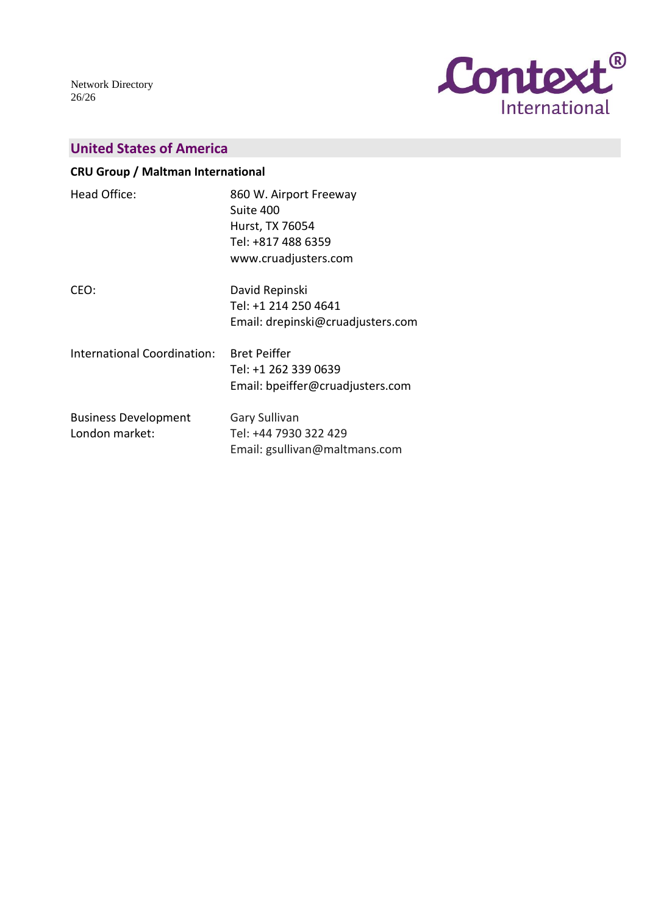## United States of America

### CRU Group / Maltman International

| | |
|---|---|
| Head Office: | 860 W. Airport Freeway<br>Suite 400<br>Hurst, TX 76054<br>Tel: +817 488 6359<br>www.cruadjusters.com |
| CEO: | David Repinski<br>Tel: +1 214 250 4641<br>Email: drepinski@cruadjusters.com |
| International Coordination: | Bret Peiffer<br>Tel: +1 262 339 0639<br>Email: bpeiffer@cruadjusters.com |
| Business Development London market: | Gary Sullivan<br>Tel: +44 7930 322 429<br>Email: gsullivan@maltmans.com |